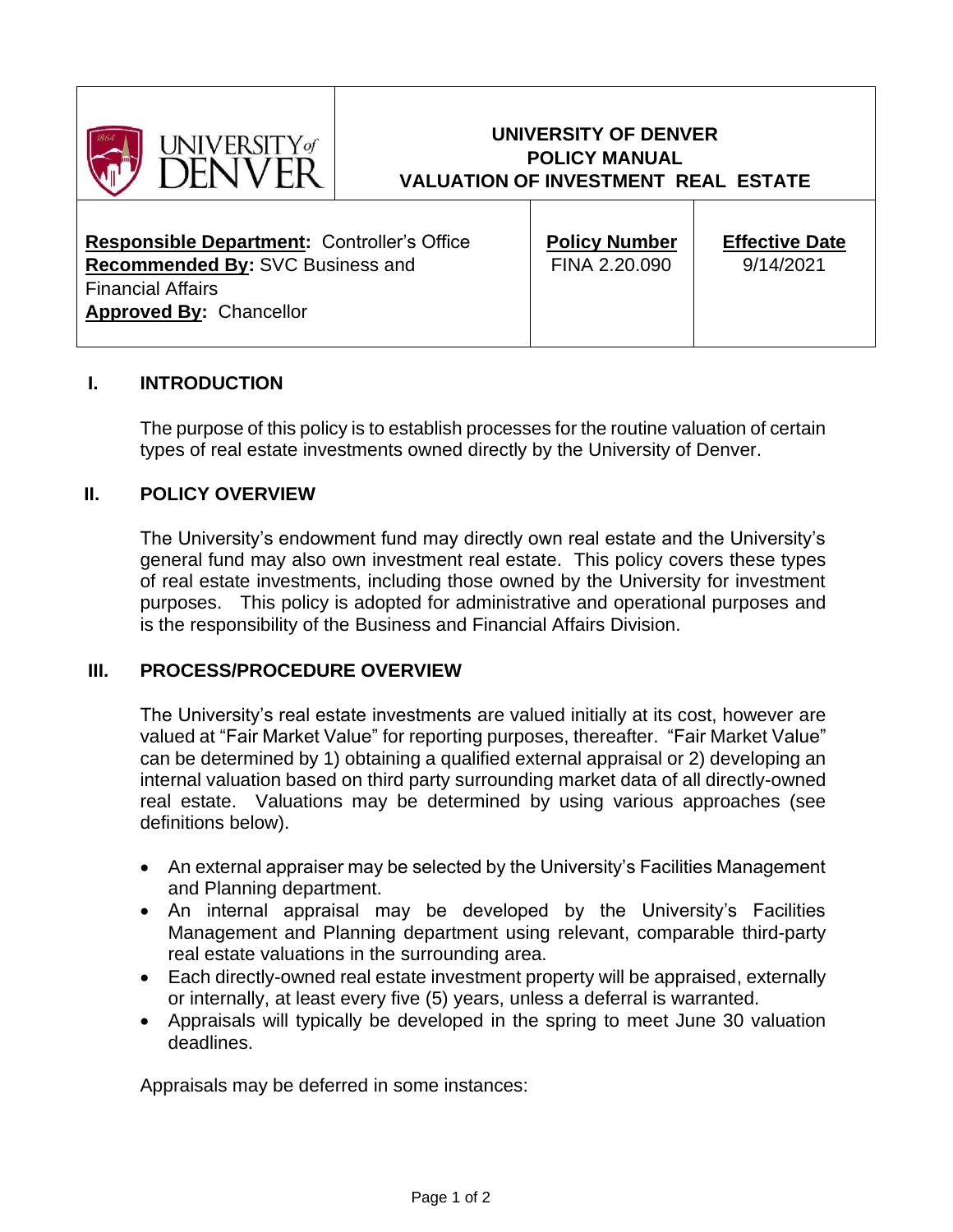| UNIVERSITY of DENVER | UNIVERSITY OF DENVER<br>POLICY MANUAL<br>VALUATION OF INVESTMENT REAL ESTATE | |
|---|---|---|
| **Responsible Department:** Controller's Office<br>**Recommended By:** SVC Business and Financial Affairs<br>**Approved By:** Chancellor | **Policy Number**<br>FINA 2.20.090 | **Effective Date**<br>9/14/2021 |

## I. INTRODUCTION

The purpose of this policy is to establish processes for the routine valuation of certain types of real estate investments owned directly by the University of Denver.

## II. POLICY OVERVIEW

The University's endowment fund may directly own real estate and the University's general fund may also own investment real estate. This policy covers these types of real estate investments, including those owned by the University for investment purposes. This policy is adopted for administrative and operational purposes and is the responsibility of the Business and Financial Affairs Division.

## III. PROCESS/PROCEDURE OVERVIEW

The University's real estate investments are valued initially at its cost, however are valued at "Fair Market Value" for reporting purposes, thereafter. "Fair Market Value" can be determined by 1) obtaining a qualified external appraisal or 2) developing an internal valuation based on third party surrounding market data of all directly-owned real estate. Valuations may be determined by using various approaches (see definitions below).

- An external appraiser may be selected by the University's Facilities Management and Planning department.
- An internal appraisal may be developed by the University's Facilities Management and Planning department using relevant, comparable third-party real estate valuations in the surrounding area.
- Each directly-owned real estate investment property will be appraised, externally or internally, at least every five (5) years, unless a deferral is warranted.
- Appraisals will typically be developed in the spring to meet June 30 valuation deadlines.

Appraisals may be deferred in some instances: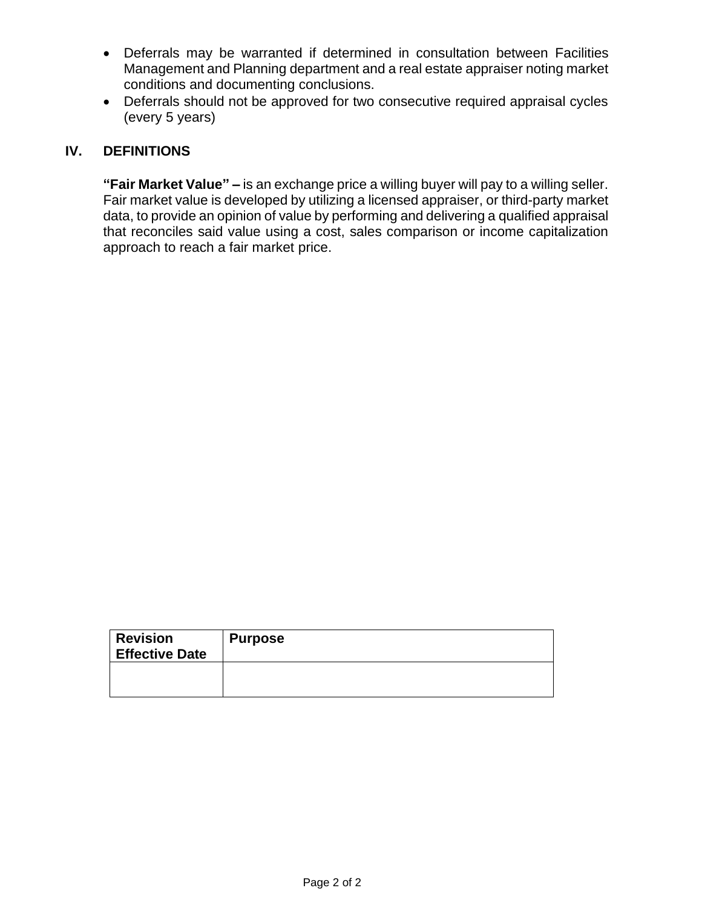- Deferrals may be warranted if determined in consultation between Facilities Management and Planning department and a real estate appraiser noting market conditions and documenting conclusions.
- Deferrals should not be approved for two consecutive required appraisal cycles (every 5 years)

## IV. DEFINITIONS

**"Fair Market Value" –** is an exchange price a willing buyer will pay to a willing seller. Fair market value is developed by utilizing a licensed appraiser, or third-party market data, to provide an opinion of value by performing and delivering a qualified appraisal that reconciles said value using a cost, sales comparison or income capitalization approach to reach a fair market price.

| Revision Effective Date | Purpose |
|---|---|
| | |